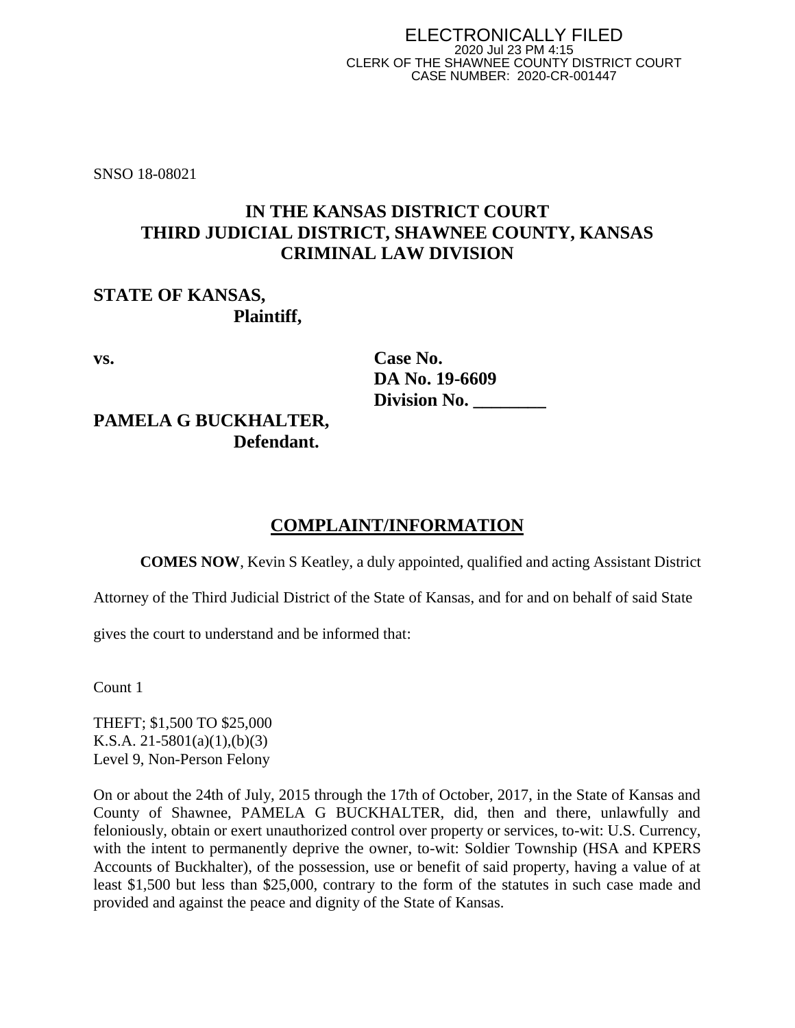ELECTRONICALLY FILED
2020 Jul 23 PM 4:15
CLERK OF THE SHAWNEE COUNTY DISTRICT COURT
CASE NUMBER: 2020-CR-001447

SNSO 18-08021

# IN THE KANSAS DISTRICT COURT
# THIRD JUDICIAL DISTRICT, SHAWNEE COUNTY, KANSAS
# CRIMINAL LAW DIVISION

**STATE OF KANSAS,**
**Plaintiff,**

**vs.**

**Case No.**
**DA No. 19-6609**
**Division No. ________**

**PAMELA G BUCKHALTER,**
**Defendant.**

## COMPLAINT/INFORMATION

**COMES NOW**, Kevin S Keatley, a duly appointed, qualified and acting Assistant District Attorney of the Third Judicial District of the State of Kansas, and for and on behalf of said State gives the court to understand and be informed that:

Count 1

THEFT; $1,500 TO $25,000
K.S.A. 21-5801(a)(1),(b)(3)
Level 9, Non-Person Felony

On or about the 24th of July, 2015 through the 17th of October, 2017, in the State of Kansas and County of Shawnee, PAMELA G BUCKHALTER, did, then and there, unlawfully and feloniously, obtain or exert unauthorized control over property or services, to-wit: U.S. Currency, with the intent to permanently deprive the owner, to-wit: Soldier Township (HSA and KPERS Accounts of Buckhalter), of the possession, use or benefit of said property, having a value of at least $1,500 but less than $25,000, contrary to the form of the statutes in such case made and provided and against the peace and dignity of the State of Kansas.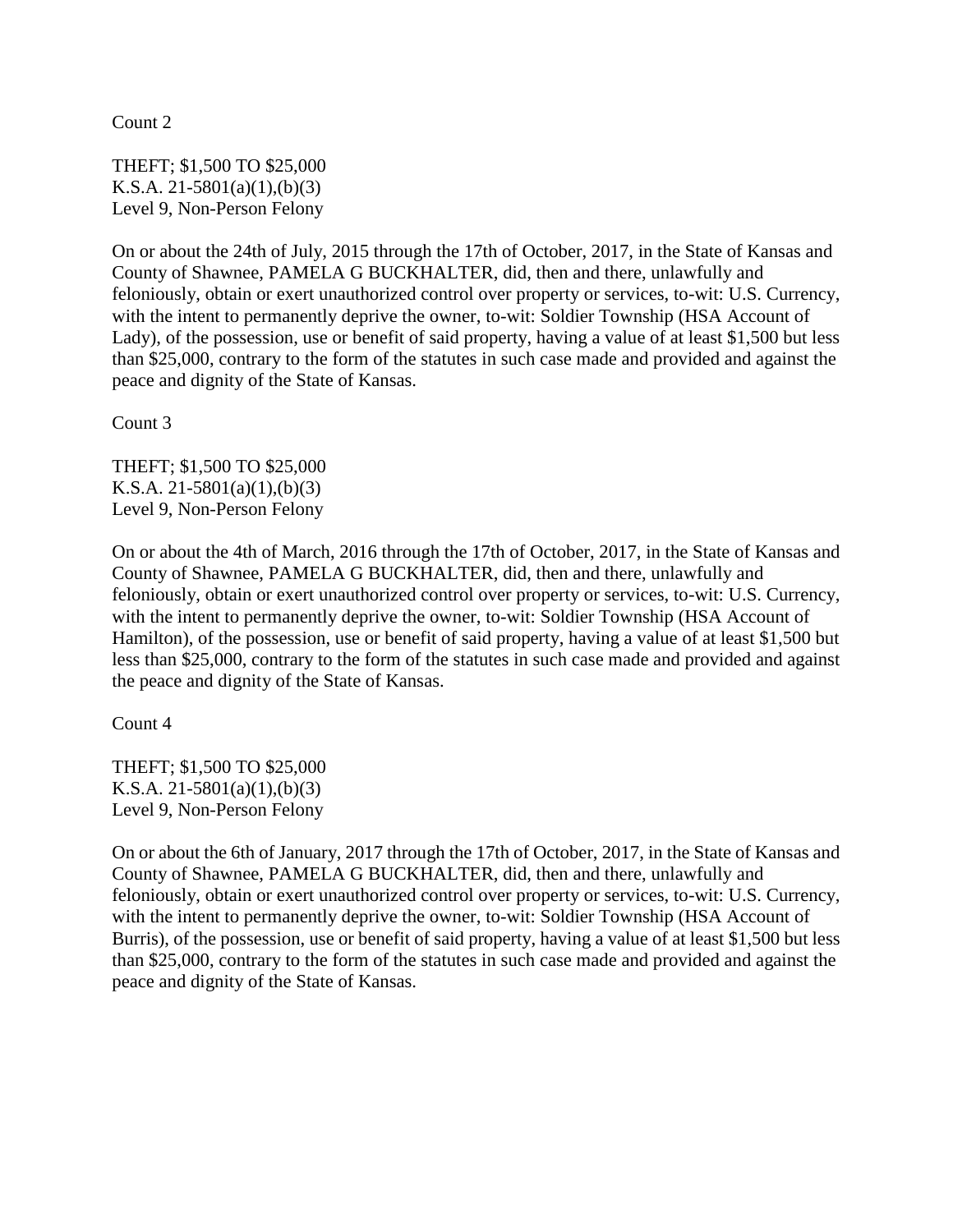Count 2

THEFT; $1,500 TO $25,000
K.S.A. 21-5801(a)(1),(b)(3)
Level 9, Non-Person Felony

On or about the 24th of July, 2015 through the 17th of October, 2017, in the State of Kansas and County of Shawnee, PAMELA G BUCKHALTER, did, then and there, unlawfully and feloniously, obtain or exert unauthorized control over property or services, to-wit: U.S. Currency, with the intent to permanently deprive the owner, to-wit: Soldier Township (HSA Account of Lady), of the possession, use or benefit of said property, having a value of at least $1,500 but less than $25,000, contrary to the form of the statutes in such case made and provided and against the peace and dignity of the State of Kansas.

Count 3

THEFT; $1,500 TO $25,000
K.S.A. 21-5801(a)(1),(b)(3)
Level 9, Non-Person Felony

On or about the 4th of March, 2016 through the 17th of October, 2017, in the State of Kansas and County of Shawnee, PAMELA G BUCKHALTER, did, then and there, unlawfully and feloniously, obtain or exert unauthorized control over property or services, to-wit: U.S. Currency, with the intent to permanently deprive the owner, to-wit: Soldier Township (HSA Account of Hamilton), of the possession, use or benefit of said property, having a value of at least $1,500 but less than $25,000, contrary to the form of the statutes in such case made and provided and against the peace and dignity of the State of Kansas.

Count 4

THEFT; $1,500 TO $25,000
K.S.A. 21-5801(a)(1),(b)(3)
Level 9, Non-Person Felony

On or about the 6th of January, 2017 through the 17th of October, 2017, in the State of Kansas and County of Shawnee, PAMELA G BUCKHALTER, did, then and there, unlawfully and feloniously, obtain or exert unauthorized control over property or services, to-wit: U.S. Currency, with the intent to permanently deprive the owner, to-wit: Soldier Township (HSA Account of Burris), of the possession, use or benefit of said property, having a value of at least $1,500 but less than $25,000, contrary to the form of the statutes in such case made and provided and against the peace and dignity of the State of Kansas.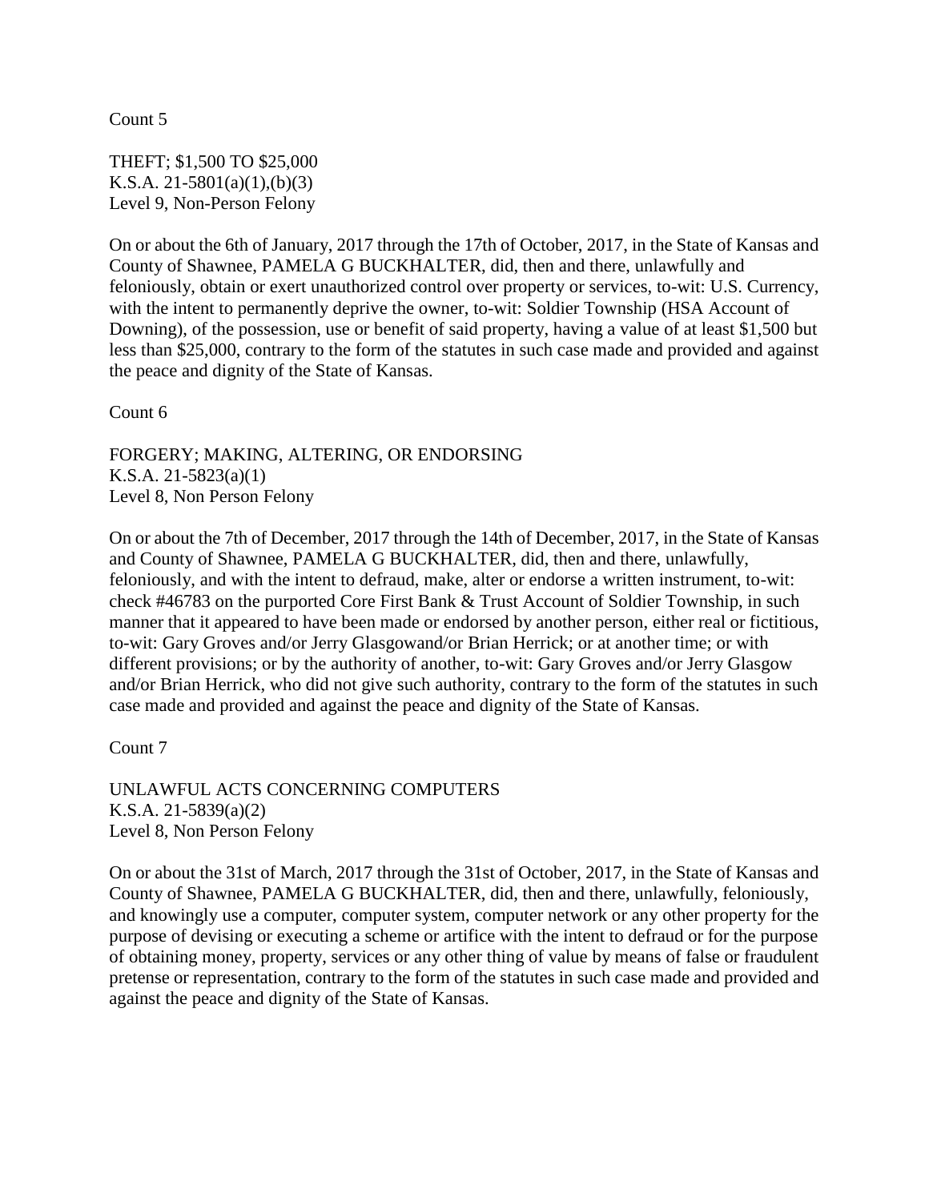Count 5

THEFT; $1,500 TO $25,000
K.S.A. 21-5801(a)(1),(b)(3)
Level 9, Non-Person Felony

On or about the 6th of January, 2017 through the 17th of October, 2017, in the State of Kansas and County of Shawnee, PAMELA G BUCKHALTER, did, then and there, unlawfully and feloniously, obtain or exert unauthorized control over property or services, to-wit: U.S. Currency, with the intent to permanently deprive the owner, to-wit: Soldier Township (HSA Account of Downing), of the possession, use or benefit of said property, having a value of at least $1,500 but less than $25,000, contrary to the form of the statutes in such case made and provided and against the peace and dignity of the State of Kansas.

Count 6

FORGERY; MAKING, ALTERING, OR ENDORSING
K.S.A. 21-5823(a)(1)
Level 8, Non Person Felony

On or about the 7th of December, 2017 through the 14th of December, 2017, in the State of Kansas and County of Shawnee, PAMELA G BUCKHALTER, did, then and there, unlawfully, feloniously, and with the intent to defraud, make, alter or endorse a written instrument, to-wit: check #46783 on the purported Core First Bank & Trust Account of Soldier Township, in such manner that it appeared to have been made or endorsed by another person, either real or fictitious, to-wit: Gary Groves and/or Jerry Glasgowand/or Brian Herrick; or at another time; or with different provisions; or by the authority of another, to-wit: Gary Groves and/or Jerry Glasgow and/or Brian Herrick, who did not give such authority, contrary to the form of the statutes in such case made and provided and against the peace and dignity of the State of Kansas.

Count 7

UNLAWFUL ACTS CONCERNING COMPUTERS
K.S.A. 21-5839(a)(2)
Level 8, Non Person Felony

On or about the 31st of March, 2017 through the 31st of October, 2017, in the State of Kansas and County of Shawnee, PAMELA G BUCKHALTER, did, then and there, unlawfully, feloniously, and knowingly use a computer, computer system, computer network or any other property for the purpose of devising or executing a scheme or artifice with the intent to defraud or for the purpose of obtaining money, property, services or any other thing of value by means of false or fraudulent pretense or representation, contrary to the form of the statutes in such case made and provided and against the peace and dignity of the State of Kansas.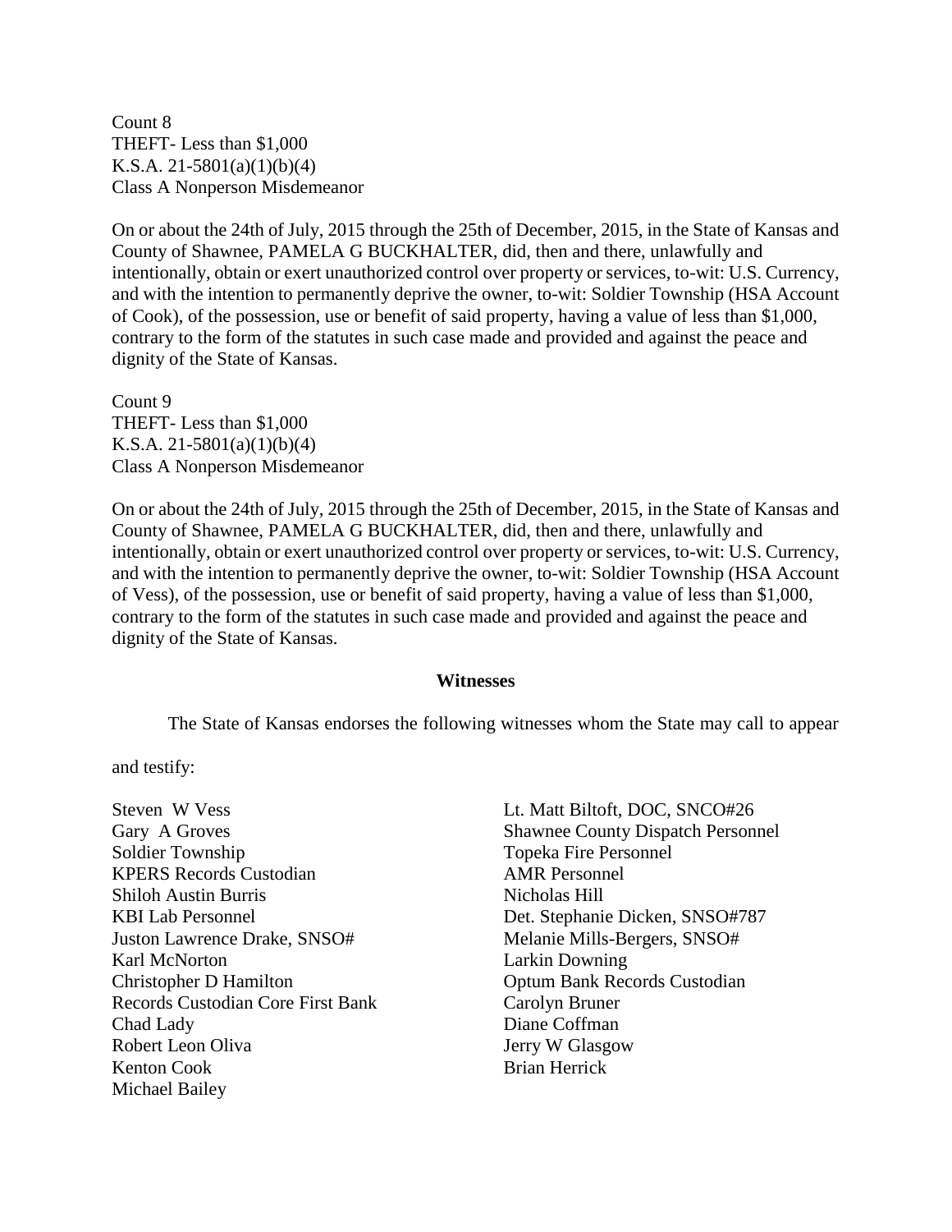Count 8
THEFT- Less than $1,000
K.S.A. 21-5801(a)(1)(b)(4)
Class A Nonperson Misdemeanor

On or about the 24th of July, 2015 through the 25th of December, 2015, in the State of Kansas and County of Shawnee, PAMELA G BUCKHALTER, did, then and there, unlawfully and intentionally, obtain or exert unauthorized control over property or services, to-wit: U.S. Currency, and with the intention to permanently deprive the owner, to-wit: Soldier Township (HSA Account of Cook), of the possession, use or benefit of said property, having a value of less than $1,000, contrary to the form of the statutes in such case made and provided and against the peace and dignity of the State of Kansas.

Count 9
THEFT- Less than $1,000
K.S.A. 21-5801(a)(1)(b)(4)
Class A Nonperson Misdemeanor

On or about the 24th of July, 2015 through the 25th of December, 2015, in the State of Kansas and County of Shawnee, PAMELA G BUCKHALTER, did, then and there, unlawfully and intentionally, obtain or exert unauthorized control over property or services, to-wit: U.S. Currency, and with the intention to permanently deprive the owner, to-wit: Soldier Township (HSA Account of Vess), of the possession, use or benefit of said property, having a value of less than $1,000, contrary to the form of the statutes in such case made and provided and against the peace and dignity of the State of Kansas.

**Witnesses**

The State of Kansas endorses the following witnesses whom the State may call to appear and testify:

Steven W Vess
Gary A Groves
Soldier Township
KPERS Records Custodian
Shiloh Austin Burris
KBI Lab Personnel
Juston Lawrence Drake, SNSO#
Karl McNorton
Christopher D Hamilton
Records Custodian Core First Bank
Chad Lady
Robert Leon Oliva
Kenton Cook
Michael Bailey
Lt. Matt Biltoft, DOC, SNCO#26
Shawnee County Dispatch Personnel
Topeka Fire Personnel
AMR Personnel
Nicholas Hill
Det. Stephanie Dicken, SNSO#787
Melanie Mills-Bergers, SNSO#
Larkin Downing
Optum Bank Records Custodian
Carolyn Bruner
Diane Coffman
Jerry W Glasgow
Brian Herrick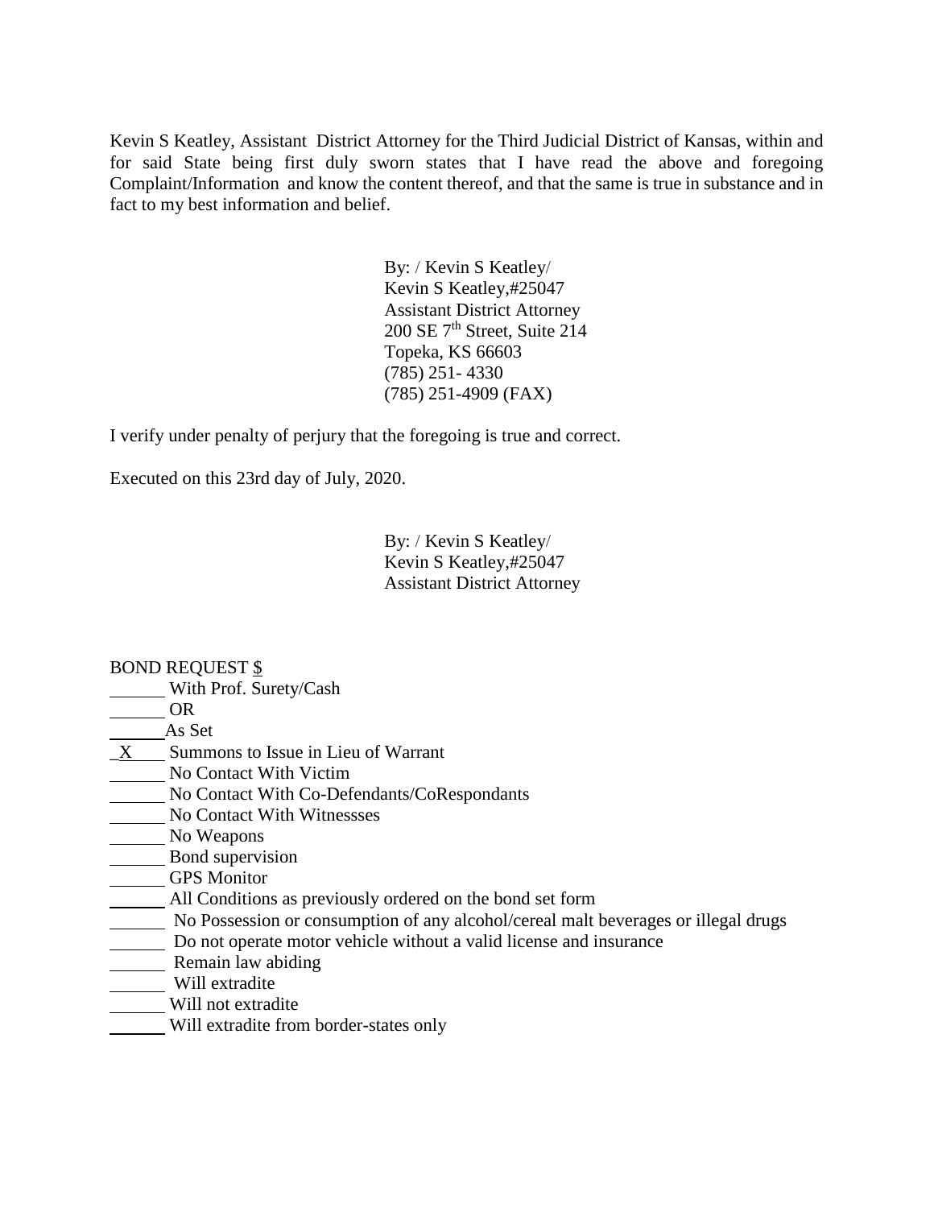Kevin S Keatley, Assistant District Attorney for the Third Judicial District of Kansas, within and for said State being first duly sworn states that I have read the above and foregoing Complaint/Information and know the content thereof, and that the same is true in substance and in fact to my best information and belief.

By: / Kevin S Keatley/
Kevin S Keatley,#25047
Assistant District Attorney
200 SE 7th Street, Suite 214
Topeka, KS 66603
(785) 251- 4330
(785) 251-4909 (FAX)

I verify under penalty of perjury that the foregoing is true and correct.

Executed on this 23rd day of July, 2020.

By: / Kevin S Keatley/
Kevin S Keatley,#25047
Assistant District Attorney

BOND REQUEST $

______ With Prof. Surety/Cash
______ OR
______ As Set
__X___ Summons to Issue in Lieu of Warrant
______ No Contact With Victim
______ No Contact With Co-Defendants/CoRespondants
______ No Contact With Witnessses
______ No Weapons
______ Bond supervision
______ GPS Monitor
______ All Conditions as previously ordered on the bond set form
______ No Possession or consumption of any alcohol/cereal malt beverages or illegal drugs
______ Do not operate motor vehicle without a valid license and insurance
______ Remain law abiding
______ Will extradite
______ Will not extradite
______ Will extradite from border-states only